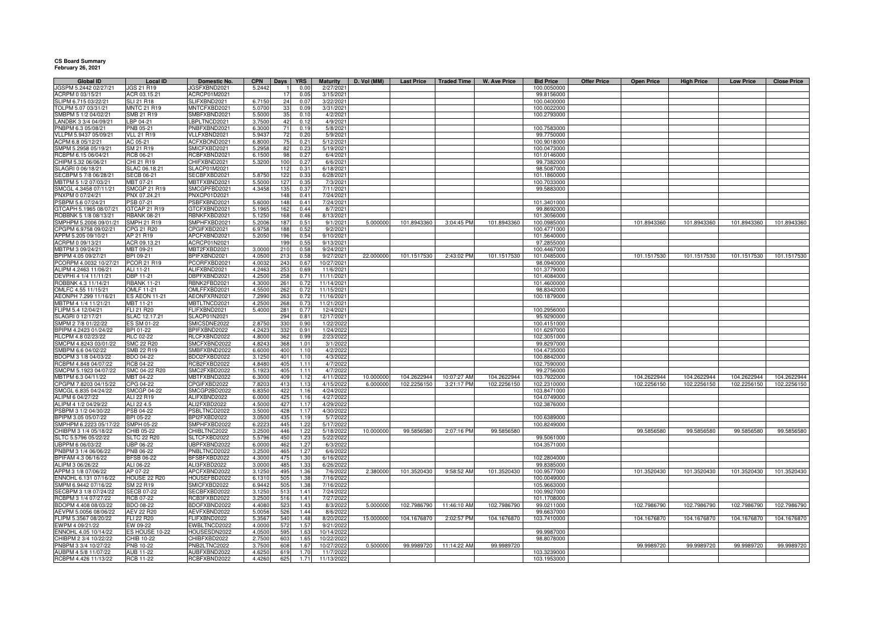**CS Board Summary**
**February 26, 2021**

| Global ID | Local ID | Domestic No. | CPN | Days | YRS | Maturity | D. Vol (MM) | Last Price | Traded Time | W. Ave Price | Bid Price | Offer Price | Open Price | High Price | Low Price | Close Price |
|---|---|---|---|---|---|---|---|---|---|---|---|---|---|---|---|---|
| JGSPM 5.2442 02/27/21 | JGS 21 R19 | JGSFXBND2021 | 5.2442 | 1 | 0.00 | 2/27/2021 | | | | | 100.0050000 | | | | | |
| ACRPM 0 03/15/21 | ACR 03.15.21 | ACRCP01M2021 | | 17 | 0.05 | 3/15/2021 | | | | | 99.8156000 | | | | | |
| SLIPM 6.715 03/22/21 | SLI 21 R18 | SLIFXBND2021 | 6.7150 | 24 | 0.07 | 3/22/2021 | | | | | 100.0400000 | | | | | |
| TOLPM 5.07 03/31/21 | MNTC 21 R19 | MNTCFXBD2021 | 5.0700 | 33 | 0.09 | 3/31/2021 | | | | | 100.0022000 | | | | | |
| SMBPM 5 1/2 04/02/21 | SMB 21 R19 | SMBFXBND2021 | 5.5000 | 35 | 0.10 | 4/2/2021 | | | | | 100.2793000 | | | | | |
| LANDBK 3 3/4 04/09/21 | LBP 04-21 | LBPLTNCD2021 | 3.7500 | 42 | 0.12 | 4/9/2021 | | | | | | | | | | |
| PNBPM 6.3 05/08/21 | PNB 05-21 | PNBFXBND2021 | 6.3000 | 71 | 0.19 | 5/8/2021 | | | | | 100.7583000 | | | | | |
| VLLPM 5.9437 05/09/21 | VLL 21 R19 | VLLFXBND2021 | 5.9437 | 72 | 0.20 | 5/9/2021 | | | | | 99.7750000 | | | | | |
| ACPM 6.8 05/12/21 | AC 05-21 | ACFXBOND2021 | 6.8000 | 75 | 0.21 | 5/12/2021 | | | | | 100.9018000 | | | | | |
| SMPM 5.2958 05/19/21 | SM 21 R19 | SMICFXBD2021 | 5.2958 | 82 | 0.23 | 5/19/2021 | | | | | 100.0473000 | | | | | |
| RCBPM 6.15 06/04/21 | RCB 06-21 | RCBFXBND2021 | 6.1500 | 98 | 0.27 | 6/4/2021 | | | | | 101.0146000 | | | | | |
| CHIPM 5.32 06/06/21 | CHI 21 R19 | CHIFXBND2021 | 5.3200 | 100 | 0.27 | 6/6/2021 | | | | | 99.7382000 | | | | | |
| SLAGRI 0 06/18/21 | SLAC 06.18.21 | SLACP01M2021 | | 112 | 0.31 | 6/18/2021 | | | | | 98.5087000 | | | | | |
| SECBPM 5 7/8 06/28/21 | SECB 06-21 | SECBFXBD2021 | 5.8750 | 122 | 0.33 | 6/28/2021 | | | | | 101.1860000 | | | | | |
| MBTPM 5 1/2 07/03/21 | MBT 07-21 | MBTFXBND2021 | 5.5000 | 127 | 0.35 | 7/3/2021 | | | | | 100.7033000 | | | | | |
| SMCGL 4.3458 07/11/21 | SMCGP 21 R19 | SMCGPFBD2021 | 4.3458 | 135 | 0.37 | 7/11/2021 | | | | | 99.5883000 | | | | | |
| PNXPM 0 07/24/21 | PNX 07.24.21 | PNXCP01D2021 | | 148 | 0.41 | 7/24/2021 | | | | | | | | | | |
| PSBPM 5.6 07/24/21 | PSB 07-21 | PSBFXBND2021 | 5.6000 | 148 | 0.41 | 7/24/2021 | | | | | 101.3401000 | | | | | |
| GTCAPH 5.1965 08/07/21 | GTCAP 21 R19 | GTCFXBND2021 | 5.1965 | 162 | 0.44 | 8/7/2021 | | | | | 99.8692000 | | | | | |
| ROBBNK 5 1/8 08/13/21 | RBANK 08-21 | RBNKFXBD2021 | 5.1250 | 168 | 0.46 | 8/13/2021 | | | | | 101.3056000 | | | | | |
| SMPHPM 5.2006 09/01/21 | SMPH 21 R19 | SMPHFXBD2021 | 5.2006 | 187 | 0.51 | 9/1/2021 | 5.000000 | 101.8943360 | 3:04:45 PM | 101.8943360 | 100.0985000 | | 101.8943360 | 101.8943360 | 101.8943360 | 101.8943360 |
| CPGPM 6.9758 09/02/21 | CPG 21 R20 | CPGIFXBD2021 | 6.9758 | 188 | 0.52 | 9/2/2021 | | | | | 100.4771000 | | | | | |
| APPM 5.205 09/10/21 | AP 21 R19 | APCFXBND2021 | 5.2050 | 196 | 0.54 | 9/10/2021 | | | | | 101.5640000 | | | | | |
| ACRPM 0 09/13/21 | ACR 09.13.21 | ACRCP01N2021 | | 199 | 0.55 | 9/13/2021 | | | | | 97.2855000 | | | | | |
| MBTPM 3 09/24/21 | MBT 09-21 | MBT2FXBD2021 | 3.0000 | 210 | 0.58 | 9/24/2021 | | | | | 100.4467000 | | | | | |
| BPIPM 4.05 09/27/21 | BPI 09-21 | BPIFXBND2021 | 4.0500 | 213 | 0.58 | 9/27/2021 | 22.000000 | 101.1517530 | 2:43:02 PM | 101.1517530 | 101.0485000 | | 101.1517530 | 101.1517530 | 101.1517530 | 101.1517530 |
| PCORPM 4.0032 10/27/21 | PCOR 21 R19 | PCORFXBD2021 | 4.0032 | 243 | 0.67 | 10/27/2021 | | | | | 98.0940000 | | | | | |
| ALIPM 4.2463 11/06/21 | ALI 11-21 | ALIFXBND2021 | 4.2463 | 253 | 0.69 | 11/6/2021 | | | | | 101.3779000 | | | | | |
| DEVPHI 4 1/4 11/11/21 | DBP 11-21 | DBPFXBND2021 | 4.2500 | 258 | 0.71 | 11/11/2021 | | | | | 101.4084000 | | | | | |
| ROBBNK 4.3 11/14/21 | RBANK 11-21 | RBNK2FBD2021 | 4.3000 | 261 | 0.72 | 11/14/2021 | | | | | 101.4600000 | | | | | |
| OMLFC 4.55 11/15/21 | OMLF 11-21 | OMLFFXBD2021 | 4.5500 | 262 | 0.72 | 11/15/2021 | | | | | 98.8342000 | | | | | |
| AEONPH 7.299 11/16/21 | ES AEON 11-21 | AEONFXRN2021 | 7.2990 | 263 | 0.72 | 11/16/2021 | | | | | 100.1879000 | | | | | |
| MBTPM 4 1/4 11/21/21 | MBT 11-21 | MBTLTNCD2021 | 4.2500 | 268 | 0.73 | 11/21/2021 | | | | | | | | | | |
| FLIPM 5.4 12/04/21 | FLI 21 R20 | FLIFXBND2021 | 5.4000 | 281 | 0.77 | 12/4/2021 | | | | | 100.2956000 | | | | | |
| SLAGRI 0 12/17/21 | SLAC 12.17.21 | SLACP01N2021 | | 294 | 0.81 | 12/17/2021 | | | | | 95.9290000 | | | | | |
| SMPM 2 7/8 01/22/22 | ES SM 01-22 | SMICSDNE2022 | 2.8750 | 330 | 0.90 | 1/22/2022 | | | | | 100.4151000 | | | | | |
| BPIPM 4.2423 01/24/22 | BPI 01-22 | BPIFXBND2022 | 4.2423 | 332 | 0.91 | 1/24/2022 | | | | | 101.6297000 | | | | | |
| RLCPM 4.8 02/23/22 | RLC 02-22 | RLCFXBND2022 | 4.8000 | 362 | 0.99 | 2/23/2022 | | | | | 102.3051000 | | | | | |
| SMCPM 4.8243 03/01/22 | SMC 22 R20 | SMCFXBND2022 | 4.8243 | 368 | 1.01 | 3/1/2022 | | | | | 99.8297000 | | | | | |
| SMBPM 6.6 04/02/22 | SMB 22 R19 | SMBFXBND2022 | 6.6000 | 400 | 1.10 | 4/2/2022 | | | | | 104.4735000 | | | | | |
| BDOPM 3 1/8 04/03/22 | BDO 04-22 | BDO2FXBD2022 | 3.1250 | 401 | 1.10 | 4/3/2022 | | | | | 100.8842000 | | | | | |
| RCBPM 4.848 04/07/22 | RCB 04-22 | RCB2FXBD2022 | 4.8480 | 405 | 1.11 | 4/7/2022 | | | | | 102.7590000 | | | | | |
| SMCPM 5.1923 04/07/22 | SMC 04-22 R20 | SMC2FXBD2022 | 5.1923 | 405 | 1.11 | 4/7/2022 | | | | | 99.2756000 | | | | | |
| MBTPM 6.3 04/11/22 | MBT 04-22 | MBTFXBND2022 | 6.3000 | 409 | 1.12 | 4/11/2022 | 10.000000 | 104.2622944 | 10:07:27 AM | 104.2622944 | 103.7922000 | | 104.2622944 | 104.2622944 | 104.2622944 | 104.2622944 |
| CPGPM 7.8203 04/15/22 | CPG 04-22 | CPGIFXBD2022 | 7.8203 | 413 | 1.13 | 4/15/2022 | 6.000000 | 102.2256150 | 3:21:17 PM | 102.2256150 | 102.2310000 | | 102.2256150 | 102.2256150 | 102.2256150 | 102.2256150 |
| SMCGL 6.835 04/24/22 | SMCGP 04-22 | SMCGP2BD2022 | 6.8350 | 422 | 1.16 | 4/24/2022 | | | | | 103.8471000 | | | | | |
| ALIPM 6 04/27/22 | ALI 22 R19 | ALIFXBND2022 | 6.0000 | 425 | 1.16 | 4/27/2022 | | | | | 104.0749000 | | | | | |
| ALIPM 4 1/2 04/29/22 | ALI 22 4.5 | ALI2FXBD2022 | 4.5000 | 427 | 1.17 | 4/29/2022 | | | | | 102.3876000 | | | | | |
| PSBPM 3 1/2 04/30/22 | PSB 04-22 | PSBLTNCD2022 | 3.5000 | 428 | 1.17 | 4/30/2022 | | | | | | | | | | |
| BPIPM 3.05 05/07/22 | BPI 05-22 | BPI2FXBD2022 | 3.0500 | 435 | 1.19 | 5/7/2022 | | | | | 100.6389000 | | | | | |
| SMPHPM 6.2223 05/17/22 | SMPH 05-22 | SMPHFXBD2022 | 6.2223 | 445 | 1.22 | 5/17/2022 | | | | | 100.8249000 | | | | | |
| CHIBPM 3 1/4 05/18/22 | CHIB 05-22 | CHIBLTNC2022 | 3.2500 | 446 | 1.22 | 5/18/2022 | 10.000000 | 99.5856580 | 2:07:16 PM | 99.5856580 | | | 99.5856580 | 99.5856580 | 99.5856580 | 99.5856580 |
| SLTC 5.5796 05/22/22 | SLTC 22 R20 | SLTCFXBD2022 | 5.5796 | 450 | 1.23 | 5/22/2022 | | | | | 99.5061000 | | | | | |
| UBPPM 6 06/03/22 | UBP 06-22 | UBPFXBND2022 | 6.0000 | 462 | 1.27 | 6/3/2022 | | | | | 104.3571000 | | | | | |
| PNBPM 3 1/4 06/06/22 | PNB 06-22 | PNBLTNCD2022 | 3.2500 | 465 | 1.27 | 6/6/2022 | | | | | | | | | | |
| BPIFAM 4.3 06/16/22 | BFSB 06-22 | BFSBFXBD2022 | 4.3000 | 475 | 1.30 | 6/16/2022 | | | | | 102.2804000 | | | | | |
| ALIPM 3 06/26/22 | ALI 06-22 | ALI3FXBD2022 | 3.0000 | 485 | 1.33 | 6/26/2022 | | | | | 99.8385000 | | | | | |
| APPM 3 1/8 07/06/22 | AP 07-22 | APCFXBND2022 | 3.1250 | 495 | 1.36 | 7/6/2022 | 2.380000 | 101.3520430 | 9:58:52 AM | 101.3520430 | 100.9577000 | | 101.3520430 | 101.3520430 | 101.3520430 | 101.3520430 |
| ENNOHL 6.131 07/16/22 | HOUSE 22 R20 | HOUSEFBD2022 | 6.1310 | 505 | 1.38 | 7/16/2022 | | | | | 100.0049000 | | | | | |
| SMPM 6.9442 07/16/22 | SM 22 R19 | SMICFXBD2022 | 6.9442 | 505 | 1.38 | 7/16/2022 | | | | | 105.9663000 | | | | | |
| SECBPM 3 1/8 07/24/22 | SECB 07-22 | SECBFXBD2022 | 3.1250 | 513 | 1.41 | 7/24/2022 | | | | | 100.9927000 | | | | | |
| RCBPM 3 1/4 07/27/22 | RCB 07-22 | RCB3FXBD2022 | 3.2500 | 516 | 1.41 | 7/27/2022 | | | | | 101.1708000 | | | | | |
| BDOPM 4.408 08/03/22 | BDO 08-22 | BDOFXBND2022 | 4.4080 | 523 | 1.43 | 8/3/2022 | 5.000000 | 102.7986790 | 11:46:10 AM | 102.7986790 | 99.0211000 | | 102.7986790 | 102.7986790 | 102.7986790 | 102.7986790 |
| AEVPM 5.0056 08/06/22 | AEV 22 R20 | AEVFXBND2022 | 5.0056 | 526 | 1.44 | 8/6/2022 | | | | | 99.6637000 | | | | | |
| FLIPM 5.3567 08/20/22 | FLI 22 R20 | FLIFXBND2022 | 5.3567 | 540 | 1.48 | 8/20/2022 | 15.000000 | 104.1676870 | 2:02:57 PM | 104.1676870 | 103.7410000 | | 104.1676870 | 104.1676870 | 104.1676870 | 104.1676870 |
| EWPM 4 09/21/22 | EW 09-22 | EWBLTNCD2022 | 4.0000 | 572 | 1.57 | 9/21/2022 | | | | | | | | | | |
| ENNOHL 4.05 10/14/22 | ES HOUSE 10-22 | HOUSESDN2022 | 4.0500 | 595 | 1.63 | 10/14/2022 | | | | | 99.9987000 | | | | | |
| CHIBPM 2 3/4 10/22/22 | CHIB 10-22 | CHIBFXBD2022 | 2.7500 | 603 | 1.65 | 10/22/2022 | | | | | 98.8078000 | | | | | |
| PNBPM 3 3/4 10/27/22 | PNB 10-22 | PNB2LTNC2022 | 3.7500 | 608 | 1.67 | 10/27/2022 | 0.500000 | 99.9989720 | 11:14:22 AM | 99.9989720 | | | 99.9989720 | 99.9989720 | 99.9989720 | 99.9989720 |
| AUBPM 4 5/8 11/07/22 | AUB 11-22 | AUBFXBND2022 | 4.6250 | 619 | 1.70 | 11/7/2022 | | | | | 103.3239000 | | | | | |
| RCBPM 4.426 11/13/22 | RCB 11-22 | RCBFXBND2022 | 4.4260 | 625 | 1.71 | 11/13/2022 | | | | | 103.1953000 | | | | | |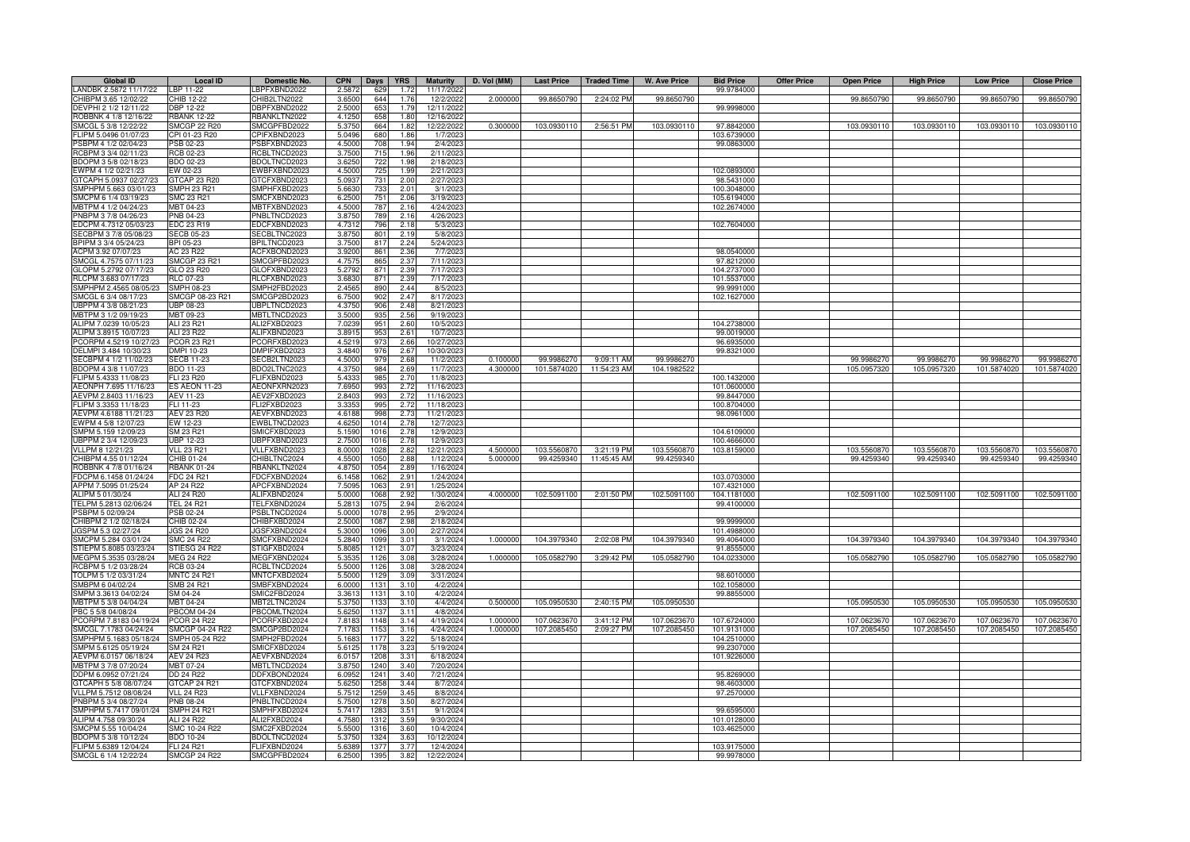| Global ID | Local ID | Domestic No. | CPN | Days | YRS | Maturity | D. Vol (MM) | Last Price | Traded Time | W. Ave Price | Bid Price | Offer Price | Open Price | High Price | Low Price | Close Price |
|---|---|---|---|---|---|---|---|---|---|---|---|---|---|---|---|---|
| LANDBK 2.5872 11/17/22 | LBP 11-22 | LBPFXBND2022 | 2.5872 | 629 | 1.72 | 11/17/2022 | | | | | 99.9784000 | | | | | |
| CHIBPM 3.65 12/02/22 | CHIB 12-22 | CHIB2LTN2022 | 3.6500 | 644 | 1.76 | 12/2/2022 | 2.000000 | 99.8650790 | 2:24:02 PM | 99.8650790 | | | 99.8650790 | 99.8650790 | 99.8650790 | 99.8650790 |
| DEVPHI 2 1/2 12/11/22 | DBP 12-22 | DBPFXBND2022 | 2.5000 | 653 | 1.79 | 12/11/2022 | | | | | 99.9998000 | | | | | |
| ROBBNK 4 1/8 12/16/22 | RBANK 12-22 | RBANKLTN2022 | 4.1250 | 658 | 1.80 | 12/16/2022 | | | | | | | | | | |
| SMCGL 5 3/8 12/22/22 | SMCGP 22 R20 | SMCGPFBD2022 | 5.3750 | 664 | 1.82 | 12/22/2022 | 0.300000 | 103.0930110 | 2:56:51 PM | 103.0930110 | 97.8842000 | | 103.0930110 | 103.0930110 | 103.0930110 | 103.0930110 |
| FLIPM 5.0496 01/07/23 | CPI 01-23 R20 | CPIFXBND2023 | 5.0496 | 680 | 1.86 | 1/7/2023 | | | | | 103.6739000 | | | | | |
| PSBPM 4 1/2 02/04/23 | PSB 02-23 | PSBFXBND2023 | 4.5000 | 708 | 1.94 | 2/4/2023 | | | | | 99.0863000 | | | | | |
| RCBPM 3 3/4 02/11/23 | RCB 02-23 | RCBLTNCD2023 | 3.7500 | 715 | 1.96 | 2/11/2023 | | | | | | | | | | |
| BDOPM 3 5/8 02/18/23 | BDO 02-23 | BDOLTNCD2023 | 3.6250 | 722 | 1.98 | 2/18/2023 | | | | | | | | | | |
| EWPM 4 1/2 02/21/23 | EW 02-23 | EWBFXBND2023 | 4.5000 | 725 | 1.99 | 2/21/2023 | | | | | 102.0893000 | | | | | |
| GTCAPH 5.0937 02/27/23 | GTCAP 23 R20 | GTCFXBND2023 | 5.0937 | 731 | 2.00 | 2/27/2023 | | | | | 98.5431000 | | | | | |
| SMPHPM 5.663 03/01/23 | SMPH 23 R21 | SMPHFXBD2023 | 5.6630 | 733 | 2.01 | 3/1/2023 | | | | | 100.3048000 | | | | | |
| SMCPM 6 1/4 03/19/23 | SMC 23 R21 | SMCFXBND2023 | 6.2500 | 751 | 2.06 | 3/19/2023 | | | | | 105.6194000 | | | | | |
| MBTPM 4 1/2 04/24/23 | MBT 04-23 | MBTFXBND2023 | 4.5000 | 787 | 2.16 | 4/24/2023 | | | | | 102.2674000 | | | | | |
| PNBPM 3 7/8 04/26/23 | PNB 04-23 | PNBLTNCD2023 | 3.8750 | 789 | 2.16 | 4/26/2023 | | | | | | | | | | |
| EDCPM 4.7312 05/03/23 | EDC 23 R19 | EDCFXBND2023 | 4.7312 | 796 | 2.18 | 5/3/2023 | | | | | 102.7604000 | | | | | |
| SECBPM 3 7/8 05/08/23 | SECB 05-23 | SECBLTNC2023 | 3.8750 | 801 | 2.19 | 5/8/2023 | | | | | | | | | | |
| BPIPM 3 3/4 05/24/23 | BPI 05-23 | BPILTNCD2023 | 3.7500 | 817 | 2.24 | 5/24/2023 | | | | | | | | | | |
| ACPM 3.92 07/07/23 | AC 23 R22 | ACFXBOND2023 | 3.9200 | 861 | 2.36 | 7/7/2023 | | | | | 98.0540000 | | | | | |
| SMCGL 4.7575 07/11/23 | SMCGP 23 R21 | SMCGPFBD2023 | 4.7575 | 865 | 2.37 | 7/11/2023 | | | | | 97.8212000 | | | | | |
| GLOPM 5.2792 07/17/23 | GLO 23 R20 | GLOFXBND2023 | 5.2792 | 871 | 2.39 | 7/17/2023 | | | | | 104.2737000 | | | | | |
| RLCPM 3.683 07/17/23 | RLC 07-23 | RLCFXBND2023 | 3.6830 | 871 | 2.39 | 7/17/2023 | | | | | 101.5537000 | | | | | |
| SMPHPM 2.4565 08/05/23 | SMPH 08-23 | SMPH2FBD2023 | 2.4565 | 890 | 2.44 | 8/5/2023 | | | | | 99.9991000 | | | | | |
| SMCGL 6 3/4 08/17/23 | SMCGP 08-23 R21 | SMCGP2BD2023 | 6.7500 | 902 | 2.47 | 8/17/2023 | | | | | 102.1627000 | | | | | |
| UBPPM 4 3/8 08/21/23 | UBP 08-23 | UBPLTNCD2023 | 4.3750 | 906 | 2.48 | 8/21/2023 | | | | | | | | | | |
| MBTPM 3 1/2 09/19/23 | MBT 09-23 | MBTLTNCD2023 | 3.5000 | 935 | 2.56 | 9/19/2023 | | | | | | | | | | |
| ALIPM 7.0239 10/05/23 | ALI 23 R21 | ALI2FXBD2023 | 7.0239 | 951 | 2.60 | 10/5/2023 | | | | | 104.2738000 | | | | | |
| ALIPM 3.8915 10/07/23 | ALI 23 R22 | ALIFXBND2023 | 3.8915 | 953 | 2.61 | 10/7/2023 | | | | | 99.0019000 | | | | | |
| PCORPM 4.5219 10/27/23 | PCOR 23 R21 | PCORFXBD2023 | 4.5219 | 973 | 2.66 | 10/27/2023 | | | | | 96.6935000 | | | | | |
| DELMPI 3.484 10/30/23 | DMPI 10-23 | DMPIFXBD2023 | 3.4840 | 976 | 2.67 | 10/30/2023 | | | | | 99.8321000 | | | | | |
| SECBPM 4 1/2 11/02/23 | SECB 11-23 | SECB2LTN2023 | 4.5000 | 979 | 2.68 | 11/2/2023 | 0.100000 | 99.9986270 | 9:09:11 AM | 99.9986270 | | | 99.9986270 | 99.9986270 | 99.9986270 | 99.9986270 |
| BDOPM 4 3/8 11/07/23 | BDO 11-23 | BDO2LTNC2023 | 4.3750 | 984 | 2.69 | 11/7/2023 | 4.300000 | 101.5874020 | 11:54:23 AM | 104.1982522 | | | 105.0957320 | 105.0957320 | 101.5874020 | 101.5874020 |
| FLIPM 5.4333 11/08/23 | FLI 23 R20 | FLIFXBND2023 | 5.4333 | 985 | 2.70 | 11/8/2023 | | | | | 100.1432000 | | | | | |
| AEONPH 7.695 11/16/23 | ES AEON 11-23 | AEONFXRN2023 | 7.6950 | 993 | 2.72 | 11/16/2023 | | | | | 101.0600000 | | | | | |
| AEVPM 2.8403 11/16/23 | AEV 11-23 | AEV2FXBD2023 | 2.8403 | 993 | 2.72 | 11/16/2023 | | | | | 99.8447000 | | | | | |
| FLIPM 3.3353 11/18/23 | FLI 11-23 | FLI2FXBD2023 | 3.3353 | 995 | 2.72 | 11/18/2023 | | | | | 100.8704000 | | | | | |
| AEVPM 4.6188 11/21/23 | AEV 23 R20 | AEVFXBND2023 | 4.6188 | 998 | 2.73 | 11/21/2023 | | | | | 98.0961000 | | | | | |
| EWPM 4 5/8 12/07/23 | EW 12-23 | EWBLTNCD2023 | 4.6250 | 1014 | 2.78 | 12/7/2023 | | | | | | | | | | |
| SMPM 5.159 12/09/23 | SM 23 R21 | SMICFXBD2023 | 5.1590 | 1016 | 2.78 | 12/9/2023 | | | | | 104.6109000 | | | | | |
| UBPPM 2 3/4 12/09/23 | UBP 12-23 | UBPFXBND2023 | 2.7500 | 1016 | 2.78 | 12/9/2023 | | | | | 100.4666000 | | | | | |
| VLLPM 8 12/21/23 | VLL 23 R21 | VLLFXBND2023 | 8.0000 | 1028 | 2.82 | 12/21/2023 | 4.500000 | 103.5560870 | 3:21:19 PM | 103.5560870 | 103.8159000 | | 103.5560870 | 103.5560870 | 103.5560870 | 103.5560870 |
| CHIBPM 4.55 01/12/24 | CHIB 01-24 | CHIBLTNC2024 | 4.5500 | 1050 | 2.88 | 1/12/2024 | 5.000000 | 99.4259340 | 11:45:45 AM | 99.4259340 | | | 99.4259340 | 99.4259340 | 99.4259340 | 99.4259340 |
| ROBBNK 4 7/8 01/16/24 | RBANK 01-24 | RBANKLTN2024 | 4.8750 | 1054 | 2.89 | 1/16/2024 | | | | | | | | | | |
| FDCPM 6.1458 01/24/24 | FDC 24 R21 | FDCFXBND2024 | 6.1458 | 1062 | 2.91 | 1/24/2024 | | | | | 103.0703000 | | | | | |
| APPM 7.5095 01/25/24 | AP 24 R22 | APCFXBND2024 | 7.5095 | 1063 | 2.91 | 1/25/2024 | | | | | 107.4321000 | | | | | |
| ALIPM 5 01/30/24 | ALI 24 R20 | ALIFXBND2024 | 5.0000 | 1068 | 2.92 | 1/30/2024 | 4.000000 | 102.5091100 | 2:01:50 PM | 102.5091100 | 104.1181000 | | 102.5091100 | 102.5091100 | 102.5091100 | 102.5091100 |
| TELPM 5.2813 02/06/24 | TEL 24 R21 | TELFXBND2024 | 5.2813 | 1075 | 2.94 | 2/6/2024 | | | | | 99.4100000 | | | | | |
| PSBPM 5 02/09/24 | PSB 02-24 | PSBLTNCD2024 | 5.0000 | 1078 | 2.95 | 2/9/2024 | | | | | | | | | | |
| CHIBPM 2 1/2 02/18/24 | CHIB 02-24 | CHIBFXBD2024 | 2.5000 | 1087 | 2.98 | 2/18/2024 | | | | | 99.9999000 | | | | | |
| JGSPM 5.3 02/27/24 | JGS 24 R20 | JGSFXBND2024 | 5.3000 | 1096 | 3.00 | 2/27/2024 | | | | | 101.4988000 | | | | | |
| SMCPM 5.284 03/01/24 | SMC 24 R22 | SMCFXBND2024 | 5.2840 | 1099 | 3.01 | 3/1/2024 | 1.000000 | 104.3979340 | 2:02:08 PM | 104.3979340 | 99.4064000 | | 104.3979340 | 104.3979340 | 104.3979340 | 104.3979340 |
| STIEPM 5.8085 03/23/24 | STIESG 24 R22 | STIGFXBD2024 | 5.8085 | 1121 | 3.07 | 3/23/2024 | | | | | 91.8555000 | | | | | |
| MEGPM 5.3535 03/28/24 | MEG 24 R22 | MEGFXBND2024 | 5.3535 | 1126 | 3.08 | 3/28/2024 | 1.000000 | 105.0582790 | 3:29:42 PM | 105.0582790 | 104.0233000 | | 105.0582790 | 105.0582790 | 105.0582790 | 105.0582790 |
| RCBPM 5 1/2 03/28/24 | RCB 03-24 | RCBLTNCD2024 | 5.5000 | 1126 | 3.08 | 3/28/2024 | | | | | | | | | | |
| TOLPM 5 1/2 03/31/24 | MNTC 24 R21 | MNTCFXBD2024 | 5.5000 | 1129 | 3.09 | 3/31/2024 | | | | | 98.6010000 | | | | | |
| SMBPM 6 04/02/24 | SMB 24 R21 | SMBFXBND2024 | 6.0000 | 1131 | 3.10 | 4/2/2024 | | | | | 102.1058000 | | | | | |
| SMPM 3.3613 04/02/24 | SM 04-24 | SMIC2FBD2024 | 3.3613 | 1131 | 3.10 | 4/2/2024 | | | | | 99.8855000 | | | | | |
| MBTPM 5 3/8 04/04/24 | MBT 04-24 | MBT2LTNC2024 | 5.3750 | 1133 | 3.10 | 4/4/2024 | 0.500000 | 105.0950530 | 2:40:15 PM | 105.0950530 | | | 105.0950530 | 105.0950530 | 105.0950530 | 105.0950530 |
| PBC 5 5/8 04/08/24 | PBCOM 04-24 | PBCOMLTN2024 | 5.6250 | 1137 | 3.11 | 4/8/2024 | | | | | | | | | | |
| PCORPM 7.8183 04/19/24 | PCOR 24 R22 | PCORFXBD2024 | 7.8183 | 1148 | 3.14 | 4/19/2024 | 1.000000 | 107.0623670 | 3:41:12 PM | 107.0623670 | 107.6724000 | | 107.0623670 | 107.0623670 | 107.0623670 | 107.0623670 |
| SMCGL 7.1783 04/24/24 | SMCGP 04-24 R22 | SMCGP2BD2024 | 7.1783 | 1153 | 3.16 | 4/24/2024 | 1.000000 | 107.2085450 | 2:09:27 PM | 107.2085450 | 101.9131000 | | 107.2085450 | 107.2085450 | 107.2085450 | 107.2085450 |
| SMPHPM 5.1683 05/18/24 | SMPH 05-24 R22 | SMPH2FBD2024 | 5.1683 | 1177 | 3.22 | 5/18/2024 | | | | | 104.2510000 | | | | | |
| SMPM 5.6125 05/19/24 | SM 24 R21 | SMICFXBD2024 | 5.6125 | 1178 | 3.23 | 5/19/2024 | | | | | 99.2307000 | | | | | |
| AEVPM 6.0157 06/18/24 | AEV 24 R23 | AEVFXBND2024 | 6.0157 | 1208 | 3.31 | 6/18/2024 | | | | | 101.9226000 | | | | | |
| MBTPM 3 7/8 07/20/24 | MBT 07-24 | MBTLTNCD2024 | 3.8750 | 1240 | 3.40 | 7/20/2024 | | | | | | | | | | |
| DDPM 6.0952 07/21/24 | DD 24 R22 | DDFXBOND2024 | 6.0952 | 1241 | 3.40 | 7/21/2024 | | | | | 95.8269000 | | | | | |
| GTCAPH 5 5/8 08/07/24 | GTCAP 24 R21 | GTCFXBND2024 | 5.6250 | 1258 | 3.44 | 8/7/2024 | | | | | 98.4603000 | | | | | |
| VLLPM 5.7512 08/08/24 | VLL 24 R23 | VLLFXBND2024 | 5.7512 | 1259 | 3.45 | 8/8/2024 | | | | | 97.2570000 | | | | | |
| PNBPM 5 3/4 08/27/24 | PNB 08-24 | PNBLTNCD2024 | 5.7500 | 1278 | 3.50 | 8/27/2024 | | | | | | | | | | |
| SMPHPM 5.7417 09/01/24 | SMPH 24 R21 | SMPHFXBD2024 | 5.7417 | 1283 | 3.51 | 9/1/2024 | | | | | 99.6595000 | | | | | |
| ALIPM 4.758 09/30/24 | ALI 24 R22 | ALI2FXBD2024 | 4.7580 | 1312 | 3.59 | 9/30/2024 | | | | | 101.0128000 | | | | | |
| SMCPM 5.55 10/04/24 | SMC 10-24 R22 | SMC2FXBD2024 | 5.5500 | 1316 | 3.60 | 10/4/2024 | | | | | 103.4625000 | | | | | |
| BDOPM 5 3/8 10/12/24 | BDO 10-24 | BDOLTNCD2024 | 5.3750 | 1324 | 3.63 | 10/12/2024 | | | | | | | | | | |
| FLIPM 5.6389 12/04/24 | FLI 24 R21 | FLIFXBND2024 | 5.6389 | 1377 | 3.77 | 12/4/2024 | | | | | 103.9175000 | | | | | |
| SMCGL 6 1/4 12/22/24 | SMCGP 24 R22 | SMCGPFBD2024 | 6.2500 | 1395 | 3.82 | 12/22/2024 | | | | | 99.9978000 | | | | | |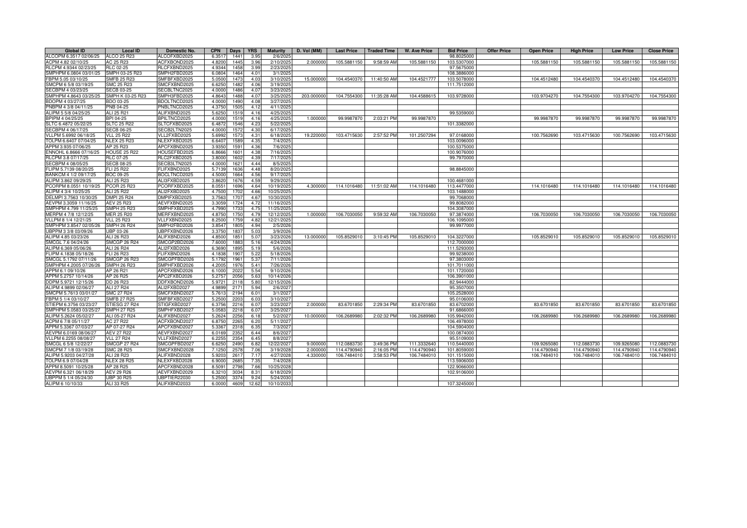| Global ID | Local ID | Domestic No. | CPN | Days | YRS | Maturity | D. Vol (MM) | Last Price | Traded Time | W. Ave Price | Bid Price | Offer Price | Open Price | High Price | Low Price | Close Price |
|---|---|---|---|---|---|---|---|---|---|---|---|---|---|---|---|---|
| ALCOPM 6.3517 02/06/25 | ALCO 25 R23 | ALCOFXBD2025 | 6.3517 | 1441 | 3.95 | 2/6/2025 | | | | | 98.8025000 | | | | | |
| ACPM 4.82 02/10/25 | AC 25 R23 | ACFXBOND2025 | 4.8200 | 1445 | 3.96 | 2/10/2025 | 2.000000 | 105.5881150 | 9:58:59 AM | 105.5881150 | 103.5307000 | | 105.5881150 | 105.5881150 | 105.5881150 | 105.5881150 |
| RLCPM 4.9344 02/23/25 | RLC 02-25 | RLCFXBND2025 | 4.9344 | 1458 | 3.99 | 2/23/2025 | | | | | 97.5675000 | | | | | |
| SMPHPM 6.0804 03/01/25 | SMPH 03-25 R23 | SMPH2FBD2025 | 6.0804 | 1464 | 4.01 | 3/1/2025 | | | | | 108.3886000 | | | | | |
| FBPM 5.05 03/10/25 | SMFB 25 R23 | SMFBFXBD2025 | 5.0500 | 1473 | 4.03 | 3/10/2025 | 15.000000 | 104.4540370 | 11:40:50 AM | 104.4521777 | 103.5078000 | | 104.4512480 | 104.4540370 | 104.4512480 | 104.4540370 |
| SMCPM 6 5/8 03/19/25 | SMC 25 R23 | SMCFXBND2025 | 6.6250 | 1482 | 4.06 | 3/19/2025 | | | | | 111.7512000 | | | | | |
| SECBPM 4 03/23/25 | SECB 03-25 | SECBLTNC2025 | 4.0000 | 1486 | 4.07 | 3/23/2025 | | | | | | | | | | |
| SMPHPM 4.8643 03/25/25 | SMPH K 03-25 R23 | SMPH3FBD2025 | 4.8643 | 1488 | 4.07 | 3/25/2025 | 203.000000 | 104.7554300 | 11:35:28 AM | 104.4588615 | 103.9728000 | | 103.9704270 | 104.7554300 | 103.9704270 | 104.7554300 |
| BDOPM 4 03/27/25 | BDO 03-25 | BDOLTNCD2025 | 4.0000 | 1490 | 4.08 | 3/27/2025 | | | | | | | | | | |
| PNBPM 4 3/8 04/11/25 | PNB 04-25 | PNBLTNCD2025 | 4.3750 | 1505 | 4.12 | 4/11/2025 | | | | | | | | | | |
| ALIPM 5 5/8 04/25/25 | ALI 25 R21 | ALIFXBND2025 | 5.6250 | 1519 | 4.16 | 4/25/2025 | | | | | 99.5359000 | | | | | |
| BPIPM 4 04/25/25 | BPI 04-25 | BPILTNCD2025 | 4.0000 | 1519 | 4.16 | 4/25/2025 | 1.000000 | 99.9987870 | 2:03:21 PM | 99.9987870 | | | 99.9987870 | 99.9987870 | 99.9987870 | 99.9987870 |
| SLTC 6.4872 05/22/25 | SLTC 25 R22 | SLTCFXBD2025 | 6.4872 | 1546 | 4.23 | 5/22/2025 | | | | | 101.3382000 | | | | | |
| SECBPM 4 06/17/25 | SECB 06-25 | SECB2LTN2025 | 4.0000 | 1572 | 4.30 | 6/17/2025 | | | | | | | | | | |
| VLLPM 5.6992 06/18/25 | VLL 25 R22 | VLL2FXBD2025 | 5.6992 | 1573 | 4.31 | 6/18/2025 | 19.220000 | 103.4715630 | 2:57:52 PM | 101.2507294 | 97.0168000 | | 100.7562690 | 103.4715630 | 100.7562690 | 103.4715630 |
| TOLPM 6.6407 07/04/25 | NLEX 25 R23 | NLEXFXBD2025 | 6.6407 | 1589 | 4.35 | 7/4/2025 | | | | | 103.0096000 | | | | | |
| APPM 3.935 07/06/25 | AP 25 R23 | APCFXBND2025 | 3.9350 | 1591 | 4.36 | 7/6/2025 | | | | | 100.5375000 | | | | | |
| ENNOHL 6.8666 07/16/25 | HOUSE 25 R22 | HOUSEFBD2025 | 6.8666 | 1601 | 4.38 | 7/16/2025 | | | | | 100.9076000 | | | | | |
| RLCPM 3.8 07/17/25 | RLC 07-25 | RLC2FXBD2025 | 3.8000 | 1602 | 4.39 | 7/17/2025 | | | | | 99.7970000 | | | | | |
| SECBPM 4 08/05/25 | SECB 08-25 | SECB3LTN2025 | 4.0000 | 1621 | 4.44 | 8/5/2025 | | | | | | | | | | |
| FLIPM 5.7139 08/20/25 | FLI 25 R22 | FLIFXBND2025 | 5.7139 | 1636 | 4.48 | 8/20/2025 | | | | | 98.8845000 | | | | | |
| BANKCM 4 1/2 09/17/25 | BOC 09-25 | BOCLTNCD2025 | 4.5000 | 1664 | 4.56 | 9/17/2025 | | | | | | | | | | |
| ALIPM 3.862 09/29/25 | ALI 25 R23 | ALI3FXBD2025 | 3.8620 | 1676 | 4.59 | 9/29/2025 | | | | | 100.4681000 | | | | | |
| PCORPM 8.0551 10/19/25 | PCOR 25 R23 | PCORFXBD2025 | 8.0551 | 1696 | 4.64 | 10/19/2025 | 4.300000 | 114.1016480 | 11:51:02 AM | 114.1016480 | 113.4477000 | | 114.1016480 | 114.1016480 | 114.1016480 | 114.1016480 |
| ALIPM 4 3/4 10/25/25 | ALI 25 R22 | ALI2FXBD2025 | 4.7500 | 1702 | 4.66 | 10/25/2025 | | | | | 103.1488000 | | | | | |
| DELMPI 3.7563 10/30/25 | DMPI 25 R24 | DMPIFXBD2025 | 3.7563 | 1707 | 4.67 | 10/30/2025 | | | | | 99.7068000 | | | | | |
| AEVPM 3.3059 11/16/25 | AEV 25 R23 | AEVFXBND2025 | 3.3059 | 1724 | 4.72 | 11/16/2025 | | | | | 99.8082000 | | | | | |
| SMPHPM 4.799 11/25/25 | SMPH 25 R23 | SMPHFXBD2025 | 4.7990 | 1733 | 4.75 | 11/25/2025 | | | | | 104.3087000 | | | | | |
| MERPM 4 7/8 12/12/25 | MER 25 R20 | MERFXBND2025 | 4.8750 | 1750 | 4.79 | 12/12/2025 | 1.000000 | 106.7030050 | 9:59:32 AM | 106.7030050 | 97.3874000 | | 106.7030050 | 106.7030050 | 106.7030050 | 106.7030050 |
| VLLPM 8 1/4 12/21/25 | VLL 25 R23 | VLLFXBND2025 | 8.2500 | 1759 | 4.82 | 12/21/2025 | | | | | 106.1095000 | | | | | |
| SMPHPM 3.8547 02/05/26 | SMPH 26 R24 | SMPH2FBD2026 | 3.8547 | 1805 | 4.94 | 2/5/2026 | | | | | 99.9977000 | | | | | |
| UBPPM 3 3/8 03/09/26 | UBP 03-26 | UBPFXBND2026 | 3.3750 | 1837 | 5.03 | 3/9/2026 | | | | | | | | | | |
| ALIPM 4.85 03/23/26 | ALI 26 R23 | ALIFXBND2026 | 4.8500 | 1851 | 5.07 | 3/23/2026 | 13.000000 | 105.8529010 | 3:10:45 PM | 105.8529010 | 104.3227000 | | 105.8529010 | 105.8529010 | 105.8529010 | 105.8529010 |
| SMCGL 7.6 04/24/26 | SMCGP 26 R24 | SMCGP2BD2026 | 7.6000 | 1883 | 5.16 | 4/24/2026 | | | | | 112.7000000 | | | | | |
| ALIPM 6.369 05/06/26 | ALI 26 R24 | ALI2FXBD2026 | 6.3690 | 1895 | 5.19 | 5/6/2026 | | | | | 111.5293000 | | | | | |
| FLIPM 4.1838 05/18/26 | FLI 26 R23 | FLIFXBND2026 | 4.1838 | 1907 | 5.22 | 5/18/2026 | | | | | 99.9238000 | | | | | |
| SMCGL 5.1792 07/11/26 | SMCGP 26 R23 | SMCGPFBD2026 | 5.1792 | 1961 | 5.37 | 7/11/2026 | | | | | 97.3803000 | | | | | |
| SMPHPM 4.2005 07/26/26 | SMPH 26 R23 | SMPHFXBD2026 | 4.2005 | 1976 | 5.41 | 7/26/2026 | | | | | 101.7011000 | | | | | |
| APPM 6.1 09/10/26 | AP 26 R21 | APCFXBND2026 | 6.1000 | 2022 | 5.54 | 9/10/2026 | | | | | 101.1720000 | | | | | |
| APPM 5.2757 10/14/26 | AP 26 R25 | APC2FXBD2026 | 5.2757 | 2056 | 5.63 | 10/14/2026 | | | | | 106.3901000 | | | | | |
| DDPM 5.9721 12/15/26 | DD 26 R23 | DDFXBOND2026 | 5.9721 | 2118 | 5.80 | 12/15/2026 | | | | | 82.9444000 | | | | | |
| ALIPM 4.9899 02/06/27 | ALI 27 R24 | ALI2FXBD2027 | 4.9899 | 2171 | 5.94 | 2/6/2027 | | | | | 95.3507000 | | | | | |
| SMCPM 5.7613 03/01/27 | SMC 27 R24 | SMCFXBND2027 | 5.7613 | 2194 | 6.01 | 3/1/2027 | | | | | 105.2528000 | | | | | |
| FBPM 5 1/4 03/10/27 | SMFB 27 R25 | SMFBFXBD2027 | 5.2500 | 2203 | 6.03 | 3/10/2027 | | | | | 95.0106000 | | | | | |
| STIEPM 6.3756 03/23/27 | STIESG 27 R24 | STIGFXBD2027 | 6.3756 | 2216 | 6.07 | 3/23/2027 | 2.000000 | 83.6701850 | 2:29:34 PM | 83.6701850 | 83.6702000 | | 83.6701850 | 83.6701850 | 83.6701850 | 83.6701850 |
| SMPHPM 5.0583 03/25/27 | SMPH 27 R25 | SMPHFXBD2027 | 5.0583 | 2218 | 6.07 | 3/25/2027 | | | | | 91.6866000 | | | | | |
| ALIPM 5.2624 05/02/27 | ALI 05-27 R24 | ALIFXBND2027 | 5.2624 | 2256 | 6.18 | 5/2/2027 | 10.000000 | 106.2689980 | 2:02:32 PM | 106.2689980 | 105.9942000 | | 106.2689980 | 106.2689980 | 106.2689980 | 106.2689980 |
| ACPM 6 7/8 05/11/27 | AC 27 R22 | ACFXBOND2027 | 6.8750 | 2265 | 6.20 | 5/11/2027 | | | | | 106.4978000 | | | | | |
| APPM 5.3367 07/03/27 | AP 07-27 R24 | APCFXBND2027 | 5.3367 | 2318 | 6.35 | 7/3/2027 | | | | | 104.5904000 | | | | | |
| AEVPM 6.0169 08/06/27 | AEV 27 R22 | AEVFXBND2027 | 6.0169 | 2352 | 6.44 | 8/6/2027 | | | | | 100.0874000 | | | | | |
| VLLPM 6.2255 08/08/27 | VLL 27 R24 | VLLFXBND2027 | 6.2255 | 2354 | 6.45 | 8/8/2027 | | | | | 95.5109000 | | | | | |
| SMCGL 6 5/8 12/22/27 | SMCGP 27 R24 | SMCGPFBD2027 | 6.6250 | 2490 | 6.82 | 12/22/2027 | 9.000000 | 112.0883730 | 3:49:36 PM | 111.3332640 | 110.5440000 | | 109.9265080 | 112.0883730 | 109.9265080 | 112.0883730 |
| SMCPM 7 1/8 03/19/28 | SMC 28 R25 | SMCFXBND2028 | 7.1250 | 2578 | 7.06 | 3/19/2028 | 2.000000 | 114.4790940 | 2:16:05 PM | 114.4790940 | 101.8059000 | | 114.4790940 | 114.4790940 | 114.4790940 | 114.4790940 |
| ALIPM 5.9203 04/27/28 | ALI 28 R23 | ALIFXBND2028 | 5.9203 | 2617 | 7.17 | 4/27/2028 | 4.330000 | 106.7484010 | 3:58:53 PM | 106.7484010 | 101.1515000 | | 106.7484010 | 106.7484010 | 106.7484010 | 106.7484010 |
| TOLPM 6.9 07/04/28 | NLEX 28 R25 | NLEXFXBD2028 | 6.9000 | 2685 | 7.35 | 7/4/2028 | | | | | 113.5906000 | | | | | |
| APPM 8.5091 10/25/28 | AP 28 R25 | APCFXBND2028 | 8.5091 | 2798 | 7.66 | 10/25/2028 | | | | | 122.9066000 | | | | | |
| AEVPM 6.321 06/18/29 | AEV 29 R26 | AEVFXBND2029 | 6.3210 | 3034 | 8.31 | 6/18/2029 | | | | | 102.9106000 | | | | | |
| UBPPM 5 1/4 05/24/30 | UBP 30 R25 | UBPTIER22030 | 5.2500 | 3374 | 9.24 | 5/24/2030 | | | | | | | | | | |
| ALIPM 6 10/10/33 | ALI 33 R25 | ALIFXBND2033 | 6.0000 | 4609 | 12.62 | 10/10/2033 | | | | | 107.3245000 | | | | | |